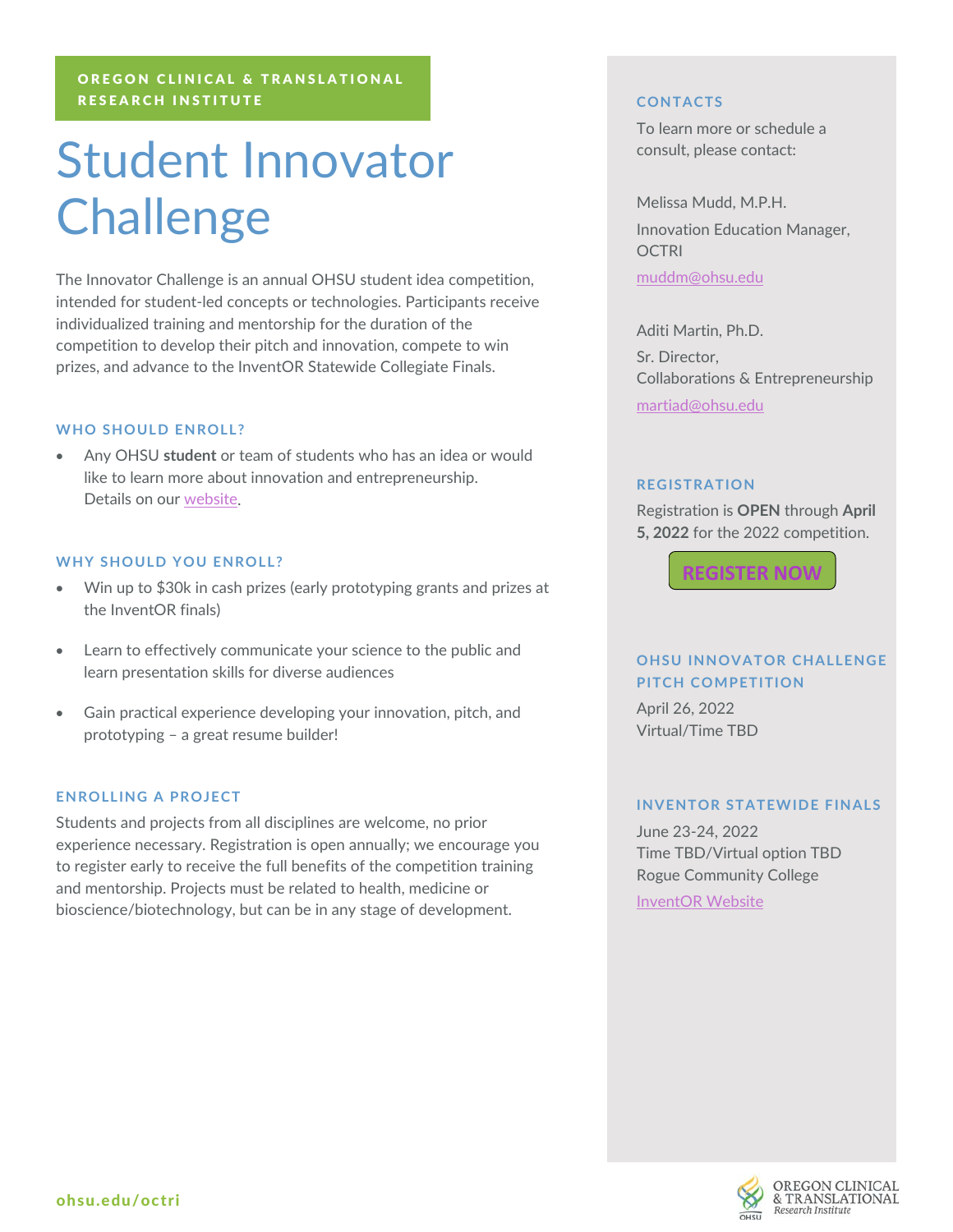OREGON CLINICAL & TRANSLATIONAL RESEARCH INSTITUTE

# Student Innovator Challenge

The Innovator Challenge is an annual OHSU student idea competition, intended for student-led concepts or technologies. Participants receive individualized training and mentorship for the duration of the competition to develop their pitch and innovation, compete to win prizes, and advance to the InventOR Statewide Collegiate Finals.

### WHO SHOULD ENROLL?

- Any OHSU **student** or team of students who has an idea or would like to learn more about innovation and entrepreneurship. Details on our website.

### WHY SHOULD YOU ENROLL?

- Win up to $30k in cash prizes (early prototyping grants and prizes at the InventOR finals)
- Learn to effectively communicate your science to the public and learn presentation skills for diverse audiences
- Gain practical experience developing your innovation, pitch, and prototyping – a great resume builder!

### ENROLLING A PROJECT

Students and projects from all disciplines are welcome, no prior experience necessary. Registration is open annually; we encourage you to register early to receive the full benefits of the competition training and mentorship. Projects must be related to health, medicine or bioscience/biotechnology, but can be in any stage of development.

### CONTACTS

To learn more or schedule a consult, please contact:

Melissa Mudd, M.P.H.
Innovation Education Manager, OCTRI
muddm@ohsu.edu

Aditi Martin, Ph.D.
Sr. Director,
Collaborations & Entrepreneurship
martiad@ohsu.edu

### REGISTRATION

Registration is **OPEN** through **April 5, 2022** for the 2022 competition.

**REGISTER NOW**

### OHSU INNOVATOR CHALLENGE PITCH COMPETITION

April 26, 2022
Virtual/Time TBD

### INVENTOR STATEWIDE FINALS

June 23-24, 2022
Time TBD/Virtual option TBD
Rogue Community College
InventOR Website

ohsu.edu/octri

OREGON CLINICAL & TRANSLATIONAL *Research Institute*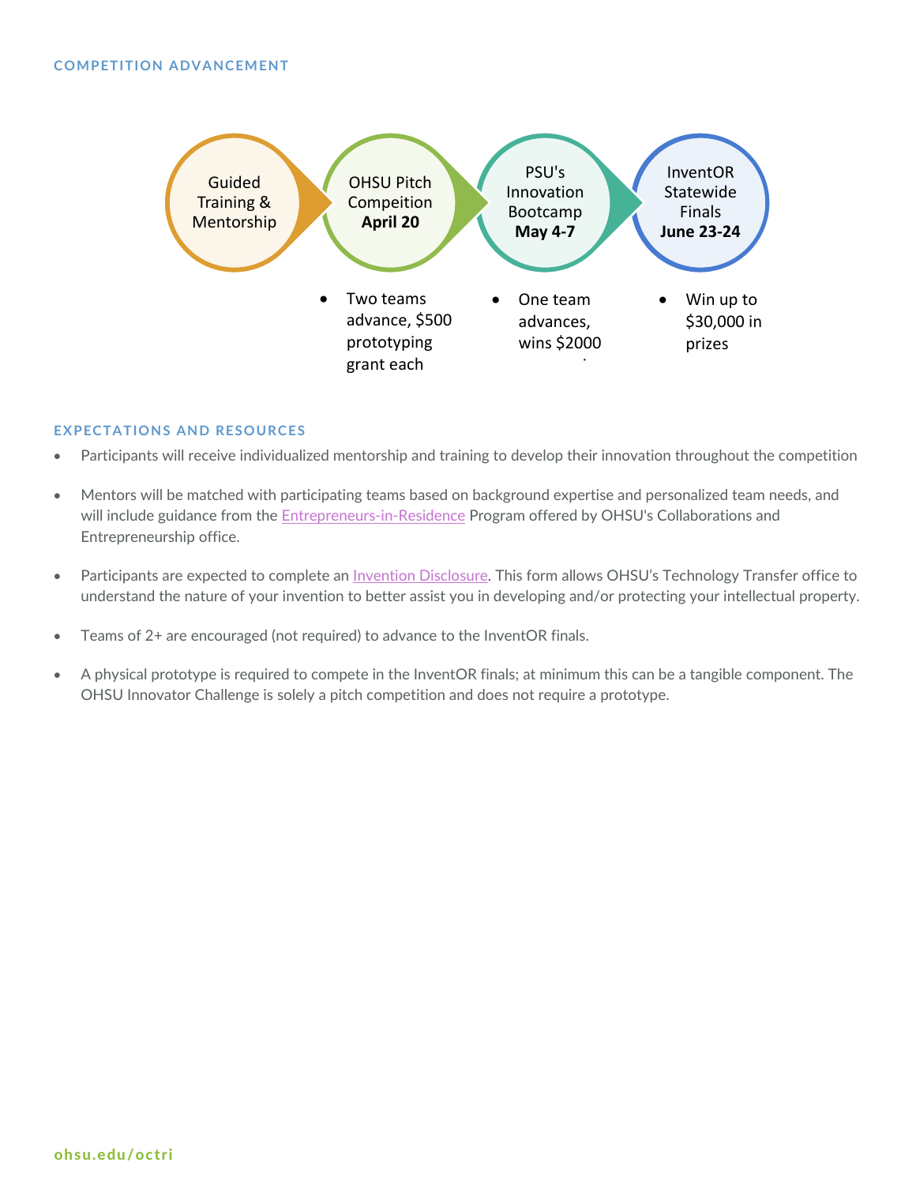## COMPETITION ADVANCEMENT

Guided Training & Mentorship

OHSU Pitch Compeition **April 20**

PSU's Innovation Bootcamp **May 4-7**

InventOR Statewide Finals **June 23-24**

- Two teams advance, $500 prototyping grant each
- One team advances, wins $2000
- Win up to $30,000 in prizes

## EXPECTATIONS AND RESOURCES

- Participants will receive individualized mentorship and training to develop their innovation throughout the competition
- Mentors will be matched with participating teams based on background expertise and personalized team needs, and will include guidance from the Entrepreneurs-in-Residence Program offered by OHSU's Collaborations and Entrepreneurship office.
- Participants are expected to complete an Invention Disclosure. This form allows OHSU's Technology Transfer office to understand the nature of your invention to better assist you in developing and/or protecting your intellectual property.
- Teams of 2+ are encouraged (not required) to advance to the InventOR finals.
- A physical prototype is required to compete in the InventOR finals; at minimum this can be a tangible component. The OHSU Innovator Challenge is solely a pitch competition and does not require a prototype.